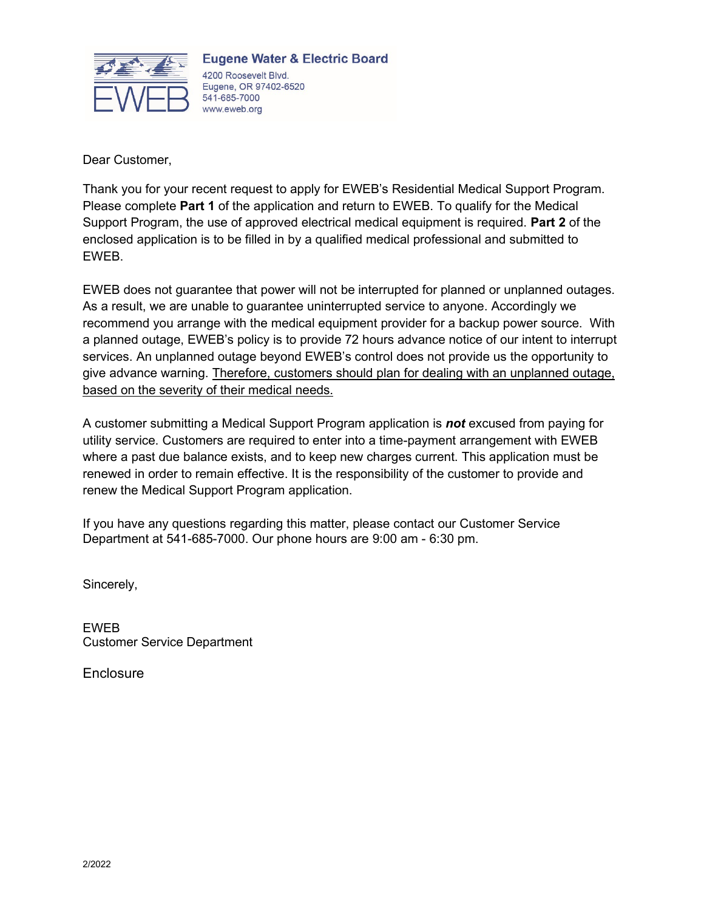**Eugene Water & Electric Board**
4200 Roosevelt Blvd.
Eugene, OR 97402-6520
541-685-7000
www.eweb.org

Dear Customer,

Thank you for your recent request to apply for EWEB's Residential Medical Support Program. Please complete **Part 1** of the application and return to EWEB. To qualify for the Medical Support Program, the use of approved electrical medical equipment is required. **Part 2** of the enclosed application is to be filled in by a qualified medical professional and submitted to EWEB.

EWEB does not guarantee that power will not be interrupted for planned or unplanned outages. As a result, we are unable to guarantee uninterrupted service to anyone. Accordingly we recommend you arrange with the medical equipment provider for a backup power source. With a planned outage, EWEB's policy is to provide 72 hours advance notice of our intent to interrupt services. An unplanned outage beyond EWEB's control does not provide us the opportunity to give advance warning. <u>Therefore, customers should plan for dealing with an unplanned outage, based on the severity of their medical needs.</u>

A customer submitting a Medical Support Program application is ***not*** excused from paying for utility service. Customers are required to enter into a time-payment arrangement with EWEB where a past due balance exists, and to keep new charges current. This application must be renewed in order to remain effective. It is the responsibility of the customer to provide and renew the Medical Support Program application.

If you have any questions regarding this matter, please contact our Customer Service Department at 541-685-7000. Our phone hours are 9:00 am - 6:30 pm.

Sincerely,

EWEB
Customer Service Department

Enclosure

2/2022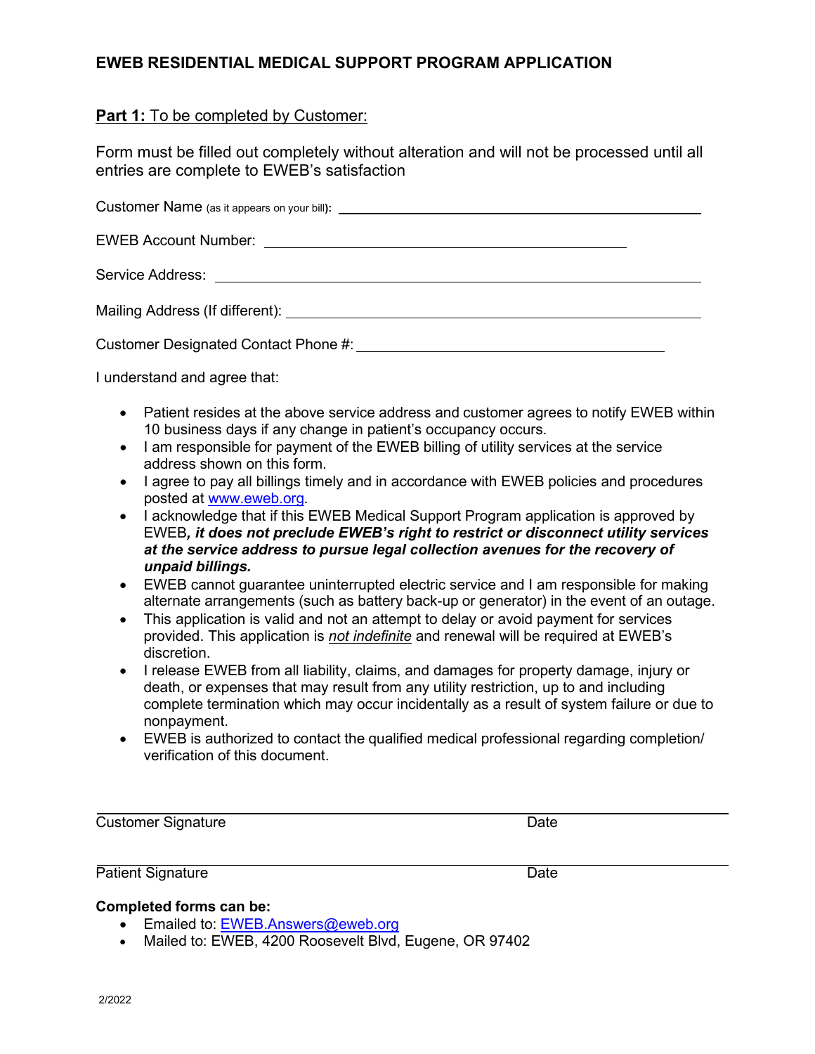# EWEB RESIDENTIAL MEDICAL SUPPORT PROGRAM APPLICATION

**Part 1:** To be completed by Customer:

Form must be filled out completely without alteration and will not be processed until all entries are complete to EWEB's satisfaction

Customer Name (as it appears on your bill): ________________________________

EWEB Account Number: ________________________________

Service Address: ________________________________

Mailing Address (If different): ________________________________

Customer Designated Contact Phone #: ________________________________

I understand and agree that:

- Patient resides at the above service address and customer agrees to notify EWEB within 10 business days if any change in patient's occupancy occurs.
- I am responsible for payment of the EWEB billing of utility services at the service address shown on this form.
- I agree to pay all billings timely and in accordance with EWEB policies and procedures posted at www.eweb.org.
- I acknowledge that if this EWEB Medical Support Program application is approved by EWEB***, it does not preclude EWEB's right to restrict or disconnect utility services at the service address to pursue legal collection avenues for the recovery of unpaid billings.***
- EWEB cannot guarantee uninterrupted electric service and I am responsible for making alternate arrangements (such as battery back-up or generator) in the event of an outage.
- This application is valid and not an attempt to delay or avoid payment for services provided. This application is *not indefinite* and renewal will be required at EWEB's discretion.
- I release EWEB from all liability, claims, and damages for property damage, injury or death, or expenses that may result from any utility restriction, up to and including complete termination which may occur incidentally as a result of system failure or due to nonpayment.
- EWEB is authorized to contact the qualified medical professional regarding completion/ verification of this document.

________________________________________________
Customer Signature                                                  Date

________________________________________________
Patient Signature                                                  Date

**Completed forms can be:**

- Emailed to: EWEB.Answers@eweb.org
- Mailed to: EWEB, 4200 Roosevelt Blvd, Eugene, OR 97402

2/2022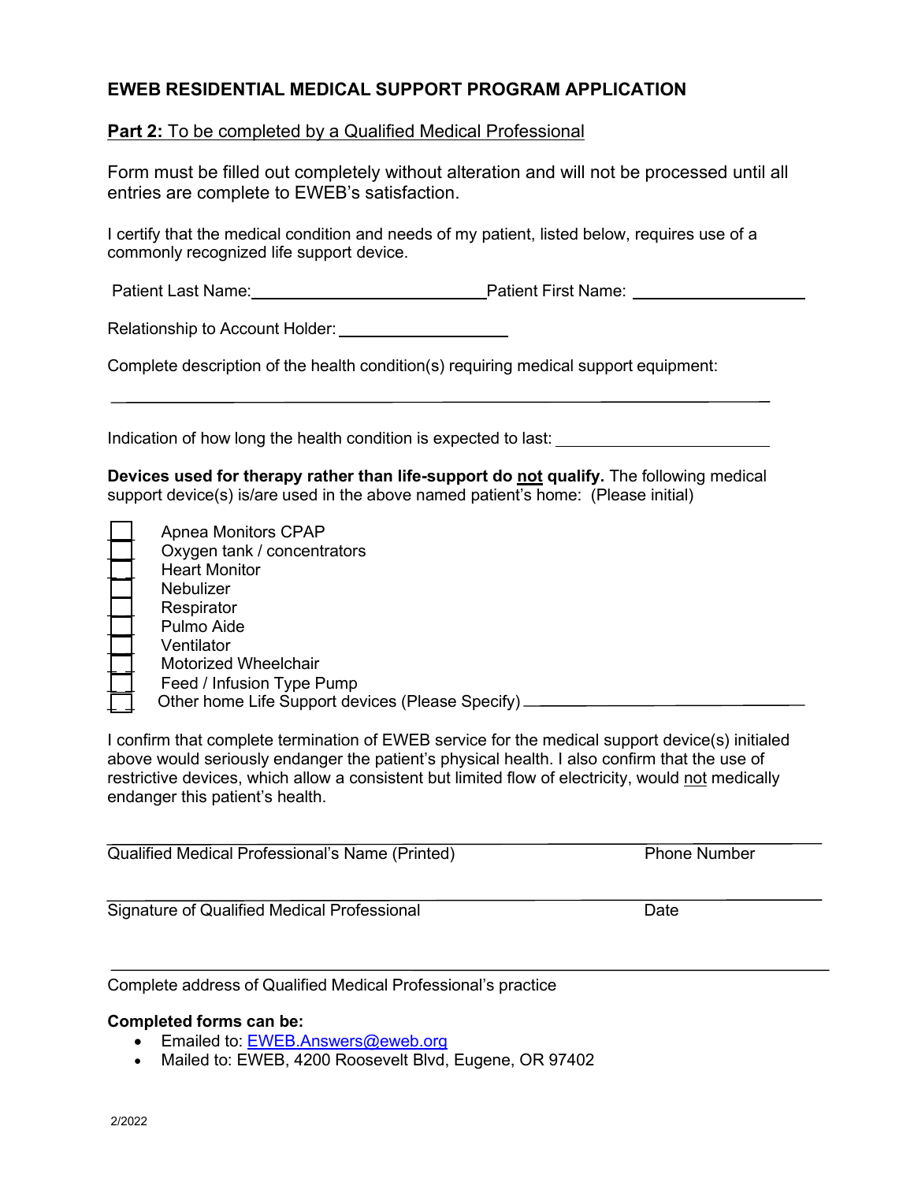## EWEB RESIDENTIAL MEDICAL SUPPORT PROGRAM APPLICATION

**Part 2:** To be completed by a Qualified Medical Professional

Form must be filled out completely without alteration and will not be processed until all entries are complete to EWEB's satisfaction.

I certify that the medical condition and needs of my patient, listed below, requires use of a commonly recognized life support device.

Patient Last Name: ____________________________ Patient First Name: ____________________

Relationship to Account Holder: ____________________

Complete description of the health condition(s) requiring medical support equipment:

______________________________________________________________________________

Indication of how long the health condition is expected to last: ________________________

**Devices used for therapy rather than life-support do not qualify.** The following medical support device(s) is/are used in the above named patient's home: (Please initial)

- [ ] Apnea Monitors CPAP
- [ ] Oxygen tank / concentrators
- [ ] Heart Monitor
- [ ] Nebulizer
- [ ] Respirator
- [ ] Pulmo Aide
- [ ] Ventilator
- [ ] Motorized Wheelchair
- [ ] Feed / Infusion Type Pump
- [ ] Other home Life Support devices (Please Specify) ____________________________

I confirm that complete termination of EWEB service for the medical support device(s) initialed above would seriously endanger the patient's physical health. I also confirm that the use of restrictive devices, which allow a consistent but limited flow of electricity, would not medically endanger this patient's health.

______________________________________________________________________________

Qualified Medical Professional's Name (Printed) Phone Number

______________________________________________________________________________

Signature of Qualified Medical Professional Date

______________________________________________________________________________

Complete address of Qualified Medical Professional's practice

**Completed forms can be:**

- Emailed to: EWEB.Answers@eweb.org
- Mailed to: EWEB, 4200 Roosevelt Blvd, Eugene, OR 97402

2/2022